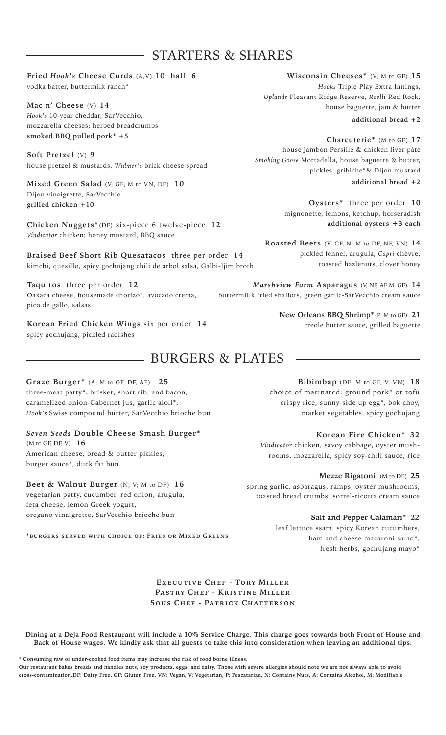## STARTERS & SHARES

**Fried *Hook's* Cheese Curds** (A,V) **10 half 6**
vodka batter, buttermilk ranch*

**Mac n' Cheese** (V) **14**
*Hook's* 10-year cheddar, SarVecchio, mozzarella cheeses; herbed breadcrumbs
**smoked BBQ pulled pork* +5**

**Soft Pretzel** (V) **9**
house pretzel & mustards, *Widmer's* brick cheese spread

**Mixed Green Salad** (V, GF; M to VN, DF) **10**
Dijon vinaigrette, SarVecchio
**grilled chicken +10**

**Chicken Nuggets***(DF) six-piece 6 twelve-piece **12**
*Vindicator* chicken; honey mustard, BBQ sauce

**Braised Beef Short Rib Quesatacos** three per order **14**
kimchi, quesillo, spicy gochujang chili de arbol salsa, Galbi-Jjim broth

**Taquitos** three per order **12**
Oaxaca cheese, housemade chorizo*, avocado crema, pico de gallo, salsas

**Korean Fried Chicken Wings** six per order **14**
spicy gochujang, pickled radishes

**Wisconsin Cheeses*** (V; M to GF) **15**
*Hooks* Triple Play Extra Innings, *Uplands* Pleasant Ridge Reserve, *Roelli* Red Rock, house baguette, jam & butter
**additional bread +2**

**Charcuterie*** (M to GF) **17**
house Jambon Persillé & chicken liver pâté
*Smoking Goose* Mortadella, house baguette & butter, pickles, gribiche*& Dijon mustard
**additional bread +2**

**Oysters*** three per order **10**
mignonette, lemons, ketchup, horseradish
**additional oysters +3 each**

**Roasted Beets** (V, GF, N; M to DF, NF, VN) **14**
pickled fennel, arugula, *Capri* chèvre, toasted hazlenuts, clover honey

***Marshview Farm* Asparagus** (V, NF, AF M: GF) **14**
buttermillk fried shallots, green garlic-SarVecchio cream sauce

**New Orleans BBQ Shrimp*** (P; M to GF) **21**
creole butter sauce, grilled baguette

## BURGERS & PLATES

**Graze Burger*** (A; M to GF, DF, AF) **25**
three-meat patty*: brisket, short rib, and bacon; caramelized onion-Cabernet jus, garlic aioli*, *Hook's* Swiss compound butter, SarVecchio brioche bun

***Seven Seeds* Double Cheese Smash Burger*** (M to GF, DF, V) **16**
American cheese, bread & butter pickles, burger sauce*, duck fat bun

**Beet & Walnut Burger** (N, V; M to DF) **16**
vegetarian patty, cucumber, red onion, arugula, feta cheese, lemon Greek yogurt, oregano vinaigrette, SarVecchio brioche bun

*BURGERS SERVED WITH CHOICE OF: FRIES OR MIXED GREENS

**Bibimbap** (DF; M to GF, V, VN) **18**
choice of marinated: ground pork* or tofu
crispy rice, sunny-side up egg*, bok choy, market vegetables, spicy gochujang

**Korean Fire Chicken*** **32**
*Vindicator* chicken, savoy cabbage, oyster mushrooms, mozzarella, spicy soy-chili sauce, rice

**Mezze Rigatoni** (M to DF) **25**
spring garlic, asparagus, ramps, oyster mushrooms, toasted bread crumbs, sorrel-ricotta cream sauce

**Salt and Pepper Calamari*** **22**
leaf lettuce ssam, spicy Korean cucumbers, ham and cheese macaroni salad*, fresh herbs, gochujang mayo*

EXECUTIVE CHEF - TORY MILLER
PASTRY CHEF - KRISTINE MILLER
SOUS CHEF - PATRICK CHATTERSON

**Dining at a Deja Food Restaurant will include a 10% Service Charge. This charge goes towards both Front of House and Back of House wages. We kindly ask that all guests to take this into consideration when leaving an additional tips.**

* Consuming raw or under-cooked food items may increase the risk of food borne illness.
Our restaurant bakes breads and handles nuts, soy products, eggs, and dairy. Those with severe allergies should note we are not always able to avoid cross-contamination.DF: Dairy Free, GF: Gluten Free, VN: Vegan, V: Vegetarian, P: Pescatarian, N: Contains Nuts, A: Contains Alcohol, M: Modifiable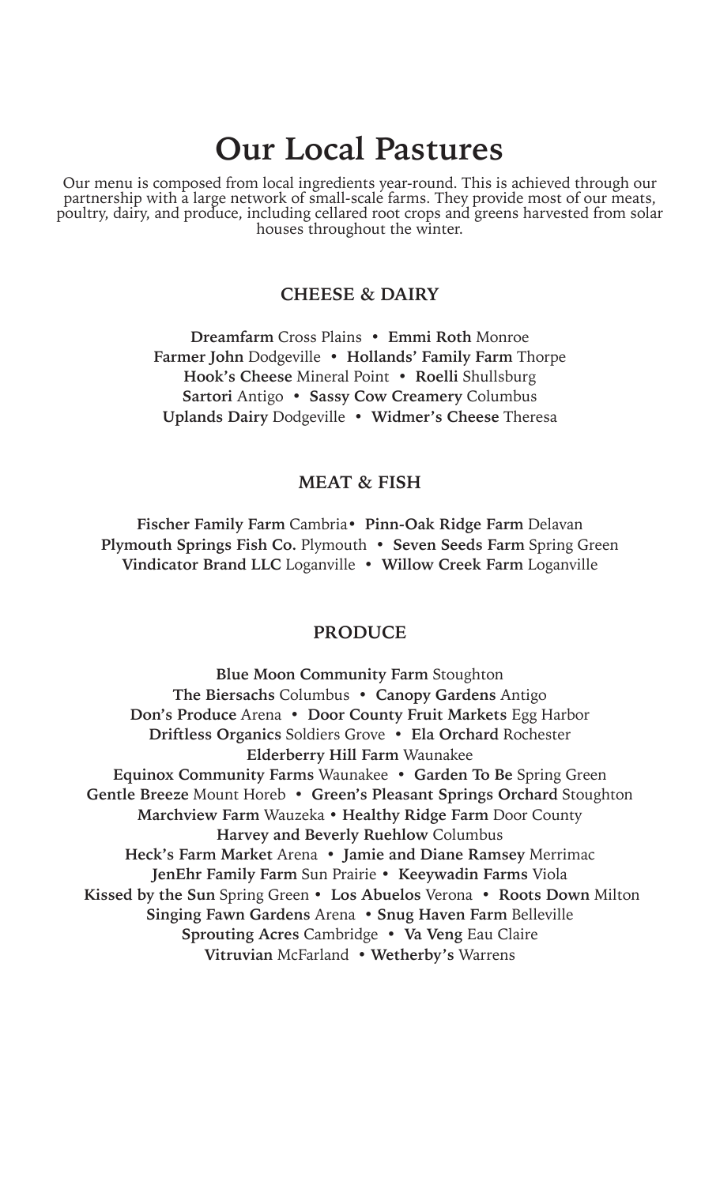# Our Local Pastures

Our menu is composed from local ingredients year-round. This is achieved through our partnership with a large network of small-scale farms. They provide most of our meats, poultry, dairy, and produce, including cellared root crops and greens harvested from solar houses throughout the winter.

## CHEESE & DAIRY

**Dreamfarm** Cross Plains • **Emmi Roth** Monroe
**Farmer John** Dodgeville • **Hollands' Family Farm** Thorpe
**Hook's Cheese** Mineral Point • **Roelli** Shullsburg
**Sartori** Antigo • **Sassy Cow Creamery** Columbus
**Uplands Dairy** Dodgeville • **Widmer's Cheese** Theresa

## MEAT & FISH

**Fischer Family Farm** Cambria• **Pinn-Oak Ridge Farm** Delavan
**Plymouth Springs Fish Co.** Plymouth • **Seven Seeds Farm** Spring Green
**Vindicator Brand LLC** Loganville • **Willow Creek Farm** Loganville

## PRODUCE

**Blue Moon Community Farm** Stoughton
**The Biersachs** Columbus • **Canopy Gardens** Antigo
**Don's Produce** Arena • **Door County Fruit Markets** Egg Harbor
**Driftless Organics** Soldiers Grove • **Ela Orchard** Rochester
**Elderberry Hill Farm** Waunakee
**Equinox Community Farms** Waunakee • **Garden To Be** Spring Green
**Gentle Breeze** Mount Horeb • **Green's Pleasant Springs Orchard** Stoughton
**Marchview Farm** Wauzeka • **Healthy Ridge Farm** Door County
**Harvey and Beverly Ruehlow** Columbus
**Heck's Farm Market** Arena • **Jamie and Diane Ramsey** Merrimac
**JenEhr Family Farm** Sun Prairie • **Keeywadin Farms** Viola
**Kissed by the Sun** Spring Green • **Los Abuelos** Verona • **Roots Down** Milton
**Singing Fawn Gardens** Arena • **Snug Haven Farm** Belleville
**Sprouting Acres** Cambridge • **Va Veng** Eau Claire
**Vitruvian** McFarland • **Wetherby's** Warrens